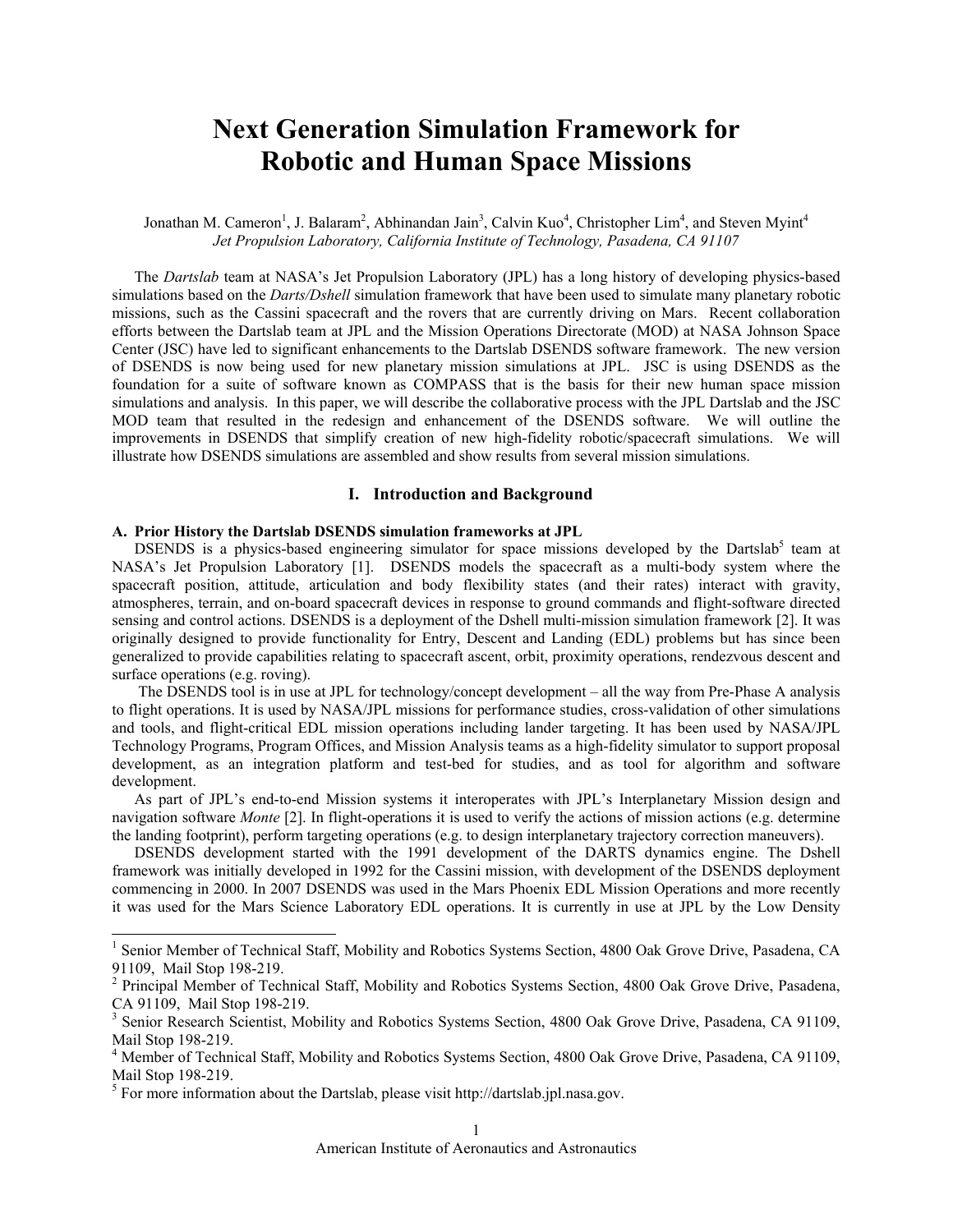# Next Generation Simulation Framework for Robotic and Human Space Missions

Jonathan M. Cameron[1], J. Balaram[2], Abhinandan Jain[3], Calvin Kuo[4], Christopher Lim[4], and Steven Myint[4]
*Jet Propulsion Laboratory, California Institute of Technology, Pasadena, CA 91107*

The *Dartslab* team at NASA's Jet Propulsion Laboratory (JPL) has a long history of developing physics-based simulations based on the *Darts/Dshell* simulation framework that have been used to simulate many planetary robotic missions, such as the Cassini spacecraft and the rovers that are currently driving on Mars. Recent collaboration efforts between the Dartslab team at JPL and the Mission Operations Directorate (MOD) at NASA Johnson Space Center (JSC) have led to significant enhancements to the Dartslab DSENDS software framework. The new version of DSENDS is now being used for new planetary mission simulations at JPL. JSC is using DSENDS as the foundation for a suite of software known as COMPASS that is the basis for their new human space mission simulations and analysis. In this paper, we will describe the collaborative process with the JPL Dartslab and the JSC MOD team that resulted in the redesign and enhancement of the DSENDS software. We will outline the improvements in DSENDS that simplify creation of new high-fidelity robotic/spacecraft simulations. We will illustrate how DSENDS simulations are assembled and show results from several mission simulations.

## I. Introduction and Background

### A. Prior History the Dartslab DSENDS simulation frameworks at JPL

DSENDS is a physics-based engineering simulator for space missions developed by the Dartslab[5] team at NASA's Jet Propulsion Laboratory [1]. DSENDS models the spacecraft as a multi-body system where the spacecraft position, attitude, articulation and body flexibility states (and their rates) interact with gravity, atmospheres, terrain, and on-board spacecraft devices in response to ground commands and flight-software directed sensing and control actions. DSENDS is a deployment of the Dshell multi-mission simulation framework [2]. It was originally designed to provide functionality for Entry, Descent and Landing (EDL) problems but has since been generalized to provide capabilities relating to spacecraft ascent, orbit, proximity operations, rendezvous descent and surface operations (e.g. roving).

The DSENDS tool is in use at JPL for technology/concept development – all the way from Pre-Phase A analysis to flight operations. It is used by NASA/JPL missions for performance studies, cross-validation of other simulations and tools, and flight-critical EDL mission operations including lander targeting. It has been used by NASA/JPL Technology Programs, Program Offices, and Mission Analysis teams as a high-fidelity simulator to support proposal development, as an integration platform and test-bed for studies, and as tool for algorithm and software development.

As part of JPL's end-to-end Mission systems it interoperates with JPL's Interplanetary Mission design and navigation software *Monte* [2]. In flight-operations it is used to verify the actions of mission actions (e.g. determine the landing footprint), perform targeting operations (e.g. to design interplanetary trajectory correction maneuvers).

DSENDS development started with the 1991 development of the DARTS dynamics engine. The Dshell framework was initially developed in 1992 for the Cassini mission, with development of the DSENDS deployment commencing in 2000. In 2007 DSENDS was used in the Mars Phoenix EDL Mission Operations and more recently it was used for the Mars Science Laboratory EDL operations. It is currently in use at JPL by the Low Density

---

[1] Senior Member of Technical Staff, Mobility and Robotics Systems Section, 4800 Oak Grove Drive, Pasadena, CA 91109, Mail Stop 198-219.

[2] Principal Member of Technical Staff, Mobility and Robotics Systems Section, 4800 Oak Grove Drive, Pasadena, CA 91109, Mail Stop 198-219.

[3] Senior Research Scientist, Mobility and Robotics Systems Section, 4800 Oak Grove Drive, Pasadena, CA 91109, Mail Stop 198-219.

[4] Member of Technical Staff, Mobility and Robotics Systems Section, 4800 Oak Grove Drive, Pasadena, CA 91109, Mail Stop 198-219.

[5] For more information about the Dartslab, please visit http://dartslab.jpl.nasa.gov.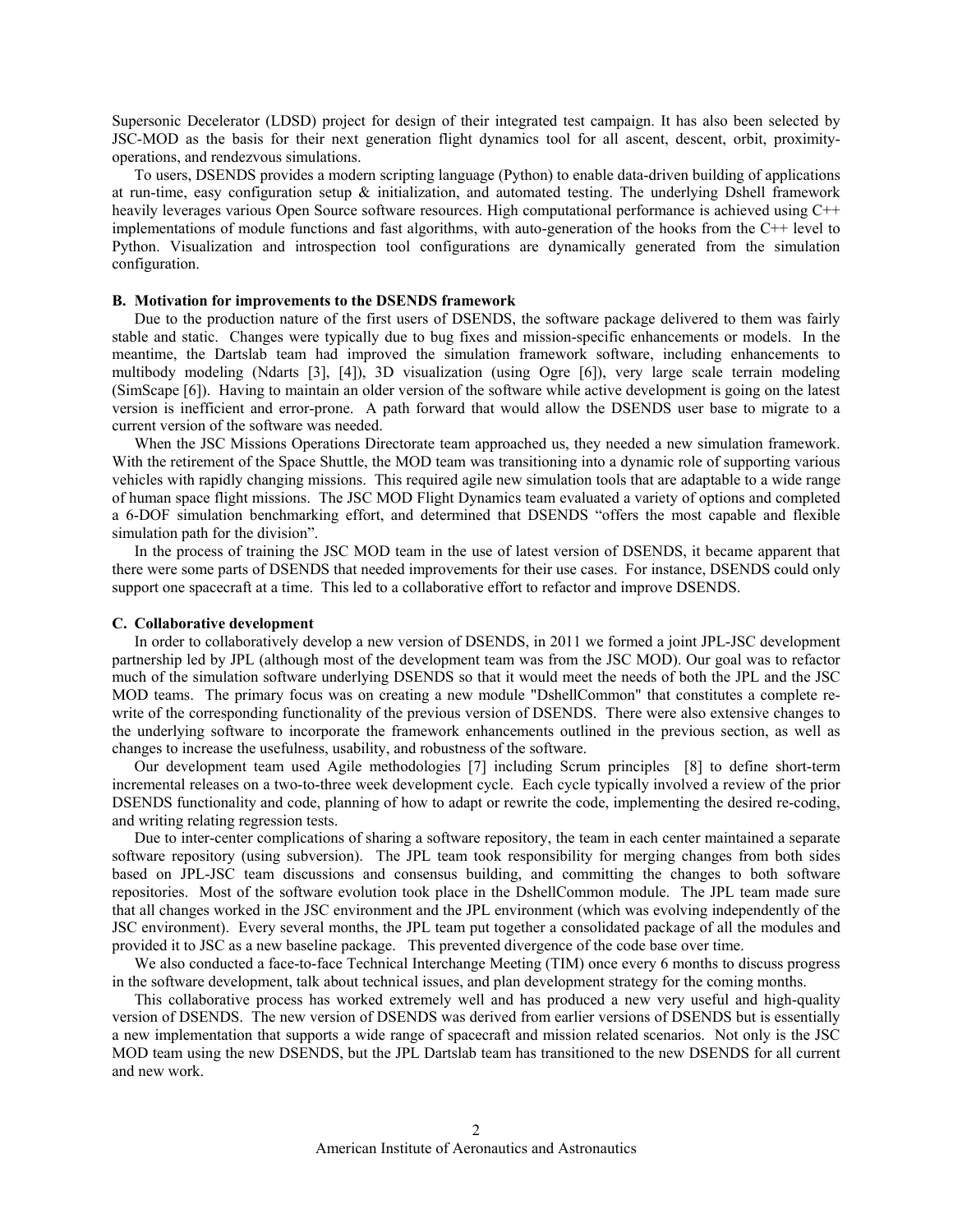Supersonic Decelerator (LDSD) project for design of their integrated test campaign. It has also been selected by JSC-MOD as the basis for their next generation flight dynamics tool for all ascent, descent, orbit, proximity-operations, and rendezvous simulations.

To users, DSENDS provides a modern scripting language (Python) to enable data-driven building of applications at run-time, easy configuration setup & initialization, and automated testing. The underlying Dshell framework heavily leverages various Open Source software resources. High computational performance is achieved using C++ implementations of module functions and fast algorithms, with auto-generation of the hooks from the C++ level to Python. Visualization and introspection tool configurations are dynamically generated from the simulation configuration.

### B. Motivation for improvements to the DSENDS framework

Due to the production nature of the first users of DSENDS, the software package delivered to them was fairly stable and static. Changes were typically due to bug fixes and mission-specific enhancements or models. In the meantime, the Dartslab team had improved the simulation framework software, including enhancements to multibody modeling (Ndarts [3], [4]), 3D visualization (using Ogre [6]), very large scale terrain modeling (SimScape [6]). Having to maintain an older version of the software while active development is going on the latest version is inefficient and error-prone. A path forward that would allow the DSENDS user base to migrate to a current version of the software was needed.

When the JSC Missions Operations Directorate team approached us, they needed a new simulation framework. With the retirement of the Space Shuttle, the MOD team was transitioning into a dynamic role of supporting various vehicles with rapidly changing missions. This required agile new simulation tools that are adaptable to a wide range of human space flight missions. The JSC MOD Flight Dynamics team evaluated a variety of options and completed a 6-DOF simulation benchmarking effort, and determined that DSENDS "offers the most capable and flexible simulation path for the division".

In the process of training the JSC MOD team in the use of latest version of DSENDS, it became apparent that there were some parts of DSENDS that needed improvements for their use cases. For instance, DSENDS could only support one spacecraft at a time. This led to a collaborative effort to refactor and improve DSENDS.

### C. Collaborative development

In order to collaboratively develop a new version of DSENDS, in 2011 we formed a joint JPL-JSC development partnership led by JPL (although most of the development team was from the JSC MOD). Our goal was to refactor much of the simulation software underlying DSENDS so that it would meet the needs of both the JPL and the JSC MOD teams. The primary focus was on creating a new module "DshellCommon" that constitutes a complete re-write of the corresponding functionality of the previous version of DSENDS. There were also extensive changes to the underlying software to incorporate the framework enhancements outlined in the previous section, as well as changes to increase the usefulness, usability, and robustness of the software.

Our development team used Agile methodologies [7] including Scrum principles [8] to define short-term incremental releases on a two-to-three week development cycle. Each cycle typically involved a review of the prior DSENDS functionality and code, planning of how to adapt or rewrite the code, implementing the desired re-coding, and writing relating regression tests.

Due to inter-center complications of sharing a software repository, the team in each center maintained a separate software repository (using subversion). The JPL team took responsibility for merging changes from both sides based on JPL-JSC team discussions and consensus building, and committing the changes to both software repositories. Most of the software evolution took place in the DshellCommon module. The JPL team made sure that all changes worked in the JSC environment and the JPL environment (which was evolving independently of the JSC environment). Every several months, the JPL team put together a consolidated package of all the modules and provided it to JSC as a new baseline package. This prevented divergence of the code base over time.

We also conducted a face-to-face Technical Interchange Meeting (TIM) once every 6 months to discuss progress in the software development, talk about technical issues, and plan development strategy for the coming months.

This collaborative process has worked extremely well and has produced a new very useful and high-quality version of DSENDS. The new version of DSENDS was derived from earlier versions of DSENDS but is essentially a new implementation that supports a wide range of spacecraft and mission related scenarios. Not only is the JSC MOD team using the new DSENDS, but the JPL Dartslab team has transitioned to the new DSENDS for all current and new work.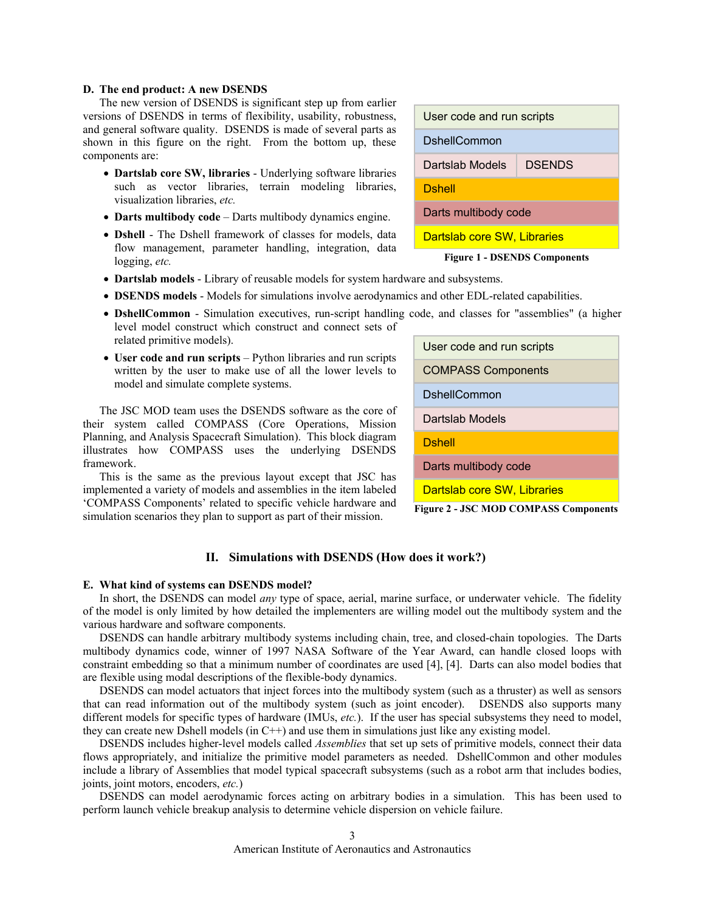### D. The end product: A new DSENDS

The new version of DSENDS is significant step up from earlier versions of DSENDS in terms of flexibility, usability, robustness, and general software quality. DSENDS is made of several parts as shown in this figure on the right. From the bottom up, these components are:

- **Dartslab core SW, libraries** - Underlying software libraries such as vector libraries, terrain modeling libraries, visualization libraries, *etc.*
- **Darts multibody code** – Darts multibody dynamics engine.
- **Dshell** - The Dshell framework of classes for models, data flow management, parameter handling, integration, data logging, *etc.*
- **Dartslab models** - Library of reusable models for system hardware and subsystems.
- **DSENDS models** - Models for simulations involve aerodynamics and other EDL-related capabilities.
- **DshellCommon** - Simulation executives, run-script handling code, and classes for "assemblies" (a higher level model construct which construct and connect sets of related primitive models).
- **User code and run scripts** – Python libraries and run scripts written by the user to make use of all the lower levels to model and simulate complete systems.

| User code and run scripts | |
|---|---|
| DshellCommon | |
| Dartslab Models | DSENDS |
| Dshell | |
| Darts multibody code | |
| Dartslab core SW, Libraries | |

**Figure 1 - DSENDS Components**

The JSC MOD team uses the DSENDS software as the core of their system called COMPASS (Core Operations, Mission Planning, and Analysis Spacecraft Simulation). This block diagram illustrates how COMPASS uses the underlying DSENDS framework.

This is the same as the previous layout except that JSC has implemented a variety of models and assemblies in the item labeled 'COMPASS Components' related to specific vehicle hardware and simulation scenarios they plan to support as part of their mission.

| User code and run scripts |
|---|
| COMPASS Components |
| DshellCommon |
| Dartslab Models |
| Dshell |
| Darts multibody code |
| Dartslab core SW, Libraries |

**Figure 2 - JSC MOD COMPASS Components**

## II. Simulations with DSENDS (How does it work?)

### E. What kind of systems can DSENDS model?

In short, the DSENDS can model *any* type of space, aerial, marine surface, or underwater vehicle. The fidelity of the model is only limited by how detailed the implementers are willing model out the multibody system and the various hardware and software components.

DSENDS can handle arbitrary multibody systems including chain, tree, and closed-chain topologies. The Darts multibody dynamics code, winner of 1997 NASA Software of the Year Award, can handle closed loops with constraint embedding so that a minimum number of coordinates are used [4], [4]. Darts can also model bodies that are flexible using modal descriptions of the flexible-body dynamics.

DSENDS can model actuators that inject forces into the multibody system (such as a thruster) as well as sensors that can read information out of the multibody system (such as joint encoder). DSENDS also supports many different models for specific types of hardware (IMUs, *etc.*). If the user has special subsystems they need to model, they can create new Dshell models (in C++) and use them in simulations just like any existing model.

DSENDS includes higher-level models called *Assemblies* that set up sets of primitive models, connect their data flows appropriately, and initialize the primitive model parameters as needed. DshellCommon and other modules include a library of Assemblies that model typical spacecraft subsystems (such as a robot arm that includes bodies, joints, joint motors, encoders, *etc.*)

DSENDS can model aerodynamic forces acting on arbitrary bodies in a simulation. This has been used to perform launch vehicle breakup analysis to determine vehicle dispersion on vehicle failure.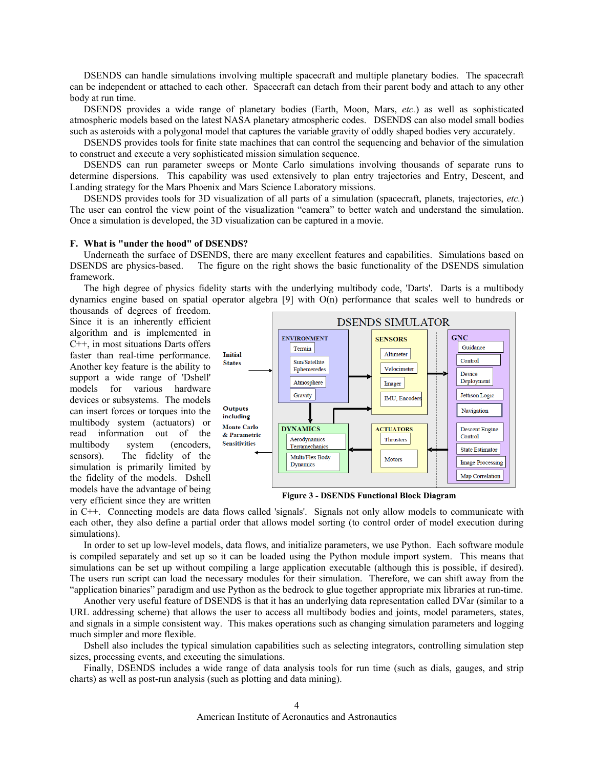DSENDS can handle simulations involving multiple spacecraft and multiple planetary bodies. The spacecraft can be independent or attached to each other. Spacecraft can detach from their parent body and attach to any other body at run time.

DSENDS provides a wide range of planetary bodies (Earth, Moon, Mars, *etc.*) as well as sophisticated atmospheric models based on the latest NASA planetary atmospheric codes. DSENDS can also model small bodies such as asteroids with a polygonal model that captures the variable gravity of oddly shaped bodies very accurately.

DSENDS provides tools for finite state machines that can control the sequencing and behavior of the simulation to construct and execute a very sophisticated mission simulation sequence.

DSENDS can run parameter sweeps or Monte Carlo simulations involving thousands of separate runs to determine dispersions. This capability was used extensively to plan entry trajectories and Entry, Descent, and Landing strategy for the Mars Phoenix and Mars Science Laboratory missions.

DSENDS provides tools for 3D visualization of all parts of a simulation (spacecraft, planets, trajectories, *etc.*) The user can control the view point of the visualization "camera" to better watch and understand the simulation. Once a simulation is developed, the 3D visualization can be captured in a movie.

### F. What is "under the hood" of DSENDS?

Underneath the surface of DSENDS, there are many excellent features and capabilities. Simulations based on DSENDS are physics-based. The figure on the right shows the basic functionality of the DSENDS simulation framework.

The high degree of physics fidelity starts with the underlying multibody code, 'Darts'. Darts is a multibody dynamics engine based on spatial operator algebra [9] with O(n) performance that scales well to hundreds or thousands of degrees of freedom. Since it is an inherently efficient algorithm and is implemented in C++, in most situations Darts offers faster than real-time performance. Another key feature is the ability to support a wide range of 'Dshell' models for various hardware devices or subsystems. The models can insert forces or torques into the multibody system (actuators) or read information out of the multibody system (encoders, sensors). The fidelity of the simulation is primarily limited by the fidelity of the models. Dshell models have the advantage of being very efficient since they are written in C++. Connecting models are data flows called 'signals'. Signals not only allow models to communicate with each other, they also define a partial order that allows model sorting (to control order of model execution during simulations).

DSENDS SIMULATOR

Initial States

Outputs including Monte Carlo & Parametric Sensitivities

ENVIRONMENT: Terrain, Sun/Satellite Ephemeredes, Atmosphere, Gravity

SENSORS: Altimeter, Velocimeter, Imager, IMU, Encoders

GNC: Guidance, Control, Device Deployment, Jettison Logic, Navigation, Descent Engine Control, State Estimator, Image Processing, Map Correlation

DYNAMICS: Aerodynamics Terramechanics, Multi/Flex Body Dynamics

ACTUATORS: Thrusters, Motors

**Figure 3 - DSENDS Functional Block Diagram**

In order to set up low-level models, data flows, and initialize parameters, we use Python. Each software module is compiled separately and set up so it can be loaded using the Python module import system. This means that simulations can be set up without compiling a large application executable (although this is possible, if desired). The users run script can load the necessary modules for their simulation. Therefore, we can shift away from the "application binaries" paradigm and use Python as the bedrock to glue together appropriate mix libraries at run-time.

Another very useful feature of DSENDS is that it has an underlying data representation called DVar (similar to a URL addressing scheme) that allows the user to access all multibody bodies and joints, model parameters, states, and signals in a simple consistent way. This makes operations such as changing simulation parameters and logging much simpler and more flexible.

Dshell also includes the typical simulation capabilities such as selecting integrators, controlling simulation step sizes, processing events, and executing the simulations.

Finally, DSENDS includes a wide range of data analysis tools for run time (such as dials, gauges, and strip charts) as well as post-run analysis (such as plotting and data mining).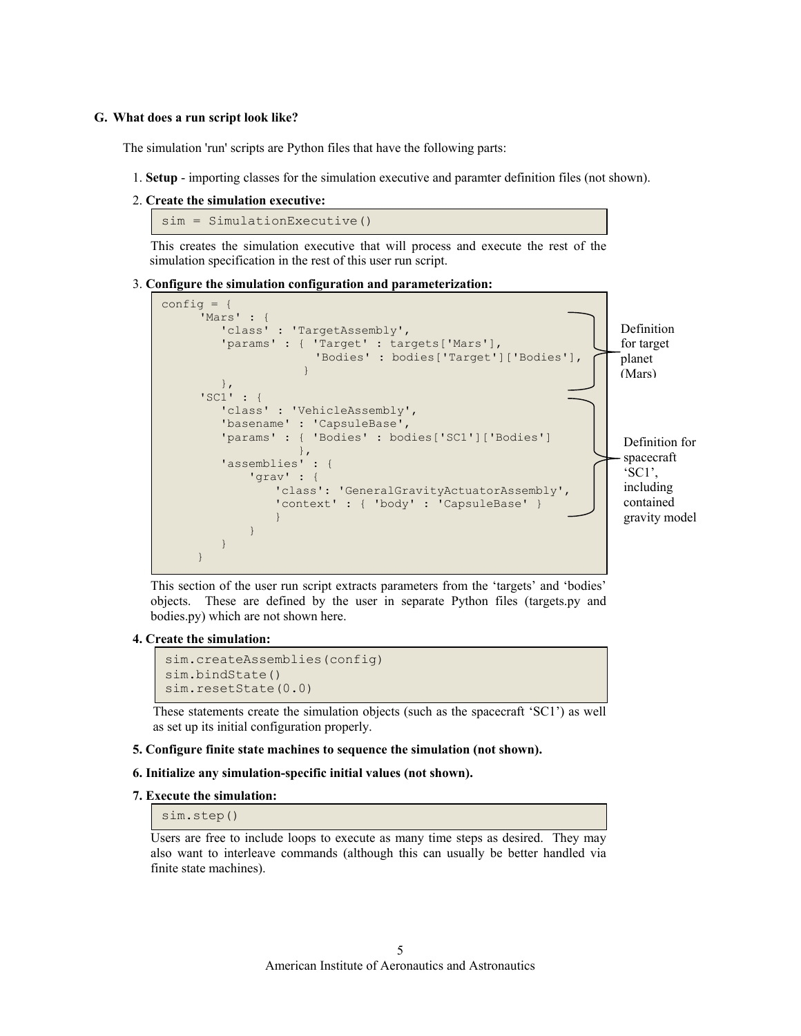### G. What does a run script look like?

The simulation 'run' scripts are Python files that have the following parts:

1. **Setup** - importing classes for the simulation executive and paramter definition files (not shown).

2. **Create the simulation executive:**

```
sim = SimulationExecutive()
```

This creates the simulation executive that will process and execute the rest of the simulation specification in the rest of this user run script.

3. **Configure the simulation configuration and parameterization:**

```
config = {
      'Mars' : {
         'class' : 'TargetAssembly',
         'params' : { 'Target' : targets['Mars'],
                      'Bodies' : bodies['Target']['Bodies'],
                    }
         },
      'SC1' : {
         'class' : 'VehicleAssembly',
         'basename' : 'CapsuleBase',
         'params' : { 'Bodies' : bodies['SC1']['Bodies']
                    },
         'assemblies' : {
             'grav' : {
                 'class': 'GeneralGravityActuatorAssembly',
                 'context' : { 'body' : 'CapsuleBase' }
                 }
             }
         }
      }
```

Definition for target planet (Mars)

Definition for spacecraft 'SC1', including contained gravity model

This section of the user run script extracts parameters from the 'targets' and 'bodies' objects. These are defined by the user in separate Python files (targets.py and bodies.py) which are not shown here.

4. **Create the simulation:**

```
sim.createAssemblies(config)
sim.bindState()
sim.resetState(0.0)
```

These statements create the simulation objects (such as the spacecraft 'SC1') as well as set up its initial configuration properly.

5. **Configure finite state machines to sequence the simulation (not shown).**

6. **Initialize any simulation-specific initial values (not shown).**

7. **Execute the simulation:**

```
sim.step()
```

Users are free to include loops to execute as many time steps as desired. They may also want to interleave commands (although this can usually be better handled via finite state machines).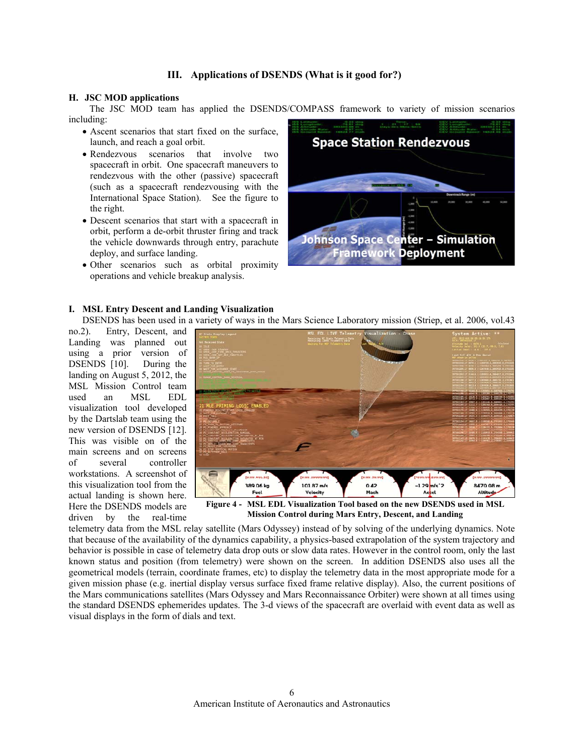## III. Applications of DSENDS (What is it good for?)

### H. JSC MOD applications

The JSC MOD team has applied the DSENDS/COMPASS framework to variety of mission scenarios including:

- Ascent scenarios that start fixed on the surface, launch, and reach a goal orbit.
- Rendezvous scenarios that involve two spacecraft in orbit. One spacecraft maneuvers to rendezvous with the other (passive) spacecraft (such as a spacecraft rendezvousing with the International Space Station). See the figure to the right.
- Descent scenarios that start with a spacecraft in orbit, perform a de-orbit thruster firing and track the vehicle downwards through entry, parachute deploy, and surface landing.
- Other scenarios such as orbital proximity operations and vehicle breakup analysis.

### I. MSL Entry Descent and Landing Visualization

DSENDS has been used in a variety of ways in the Mars Science Laboratory mission (Striep, et al. 2006, vol.43 no.2). Entry, Descent, and Landing was planned out using a prior version of DSENDS [10]. During the landing on August 5, 2012, the MSL Mission Control team used an MSL EDL visualization tool developed by the Dartslab team using the new version of DSENDS [12]. This was visible on of the main screens and on screens of several controller workstations. A screenshot of this visualization tool from the actual landing is shown here. Here the DSENDS models are driven by the real-time telemetry data from the MSL relay satellite (Mars Odyssey) instead of by solving of the underlying dynamics. Note that because of the availability of the dynamics capability, a physics-based extrapolation of the system trajectory and behavior is possible in case of telemetry data drop outs or slow data rates. However in the control room, only the last known status and position (from telemetry) were shown on the screen. In addition DSENDS also uses all the geometrical models (terrain, coordinate frames, etc) to display the telemetry data in the most appropriate mode for a given mission phase (e.g. inertial display versus surface fixed frame relative display). Also, the current positions of the Mars communications satellites (Mars Odyssey and Mars Reconnaissance Orbiter) were shown at all times using the standard DSENDS ephemerides updates. The 3-d views of the spacecraft are overlaid with event data as well as visual displays in the form of dials and text.

**Figure 4 - MSL EDL Visualization Tool based on the new DSENDS used in MSL Mission Control during Mars Entry, Descent, and Landing**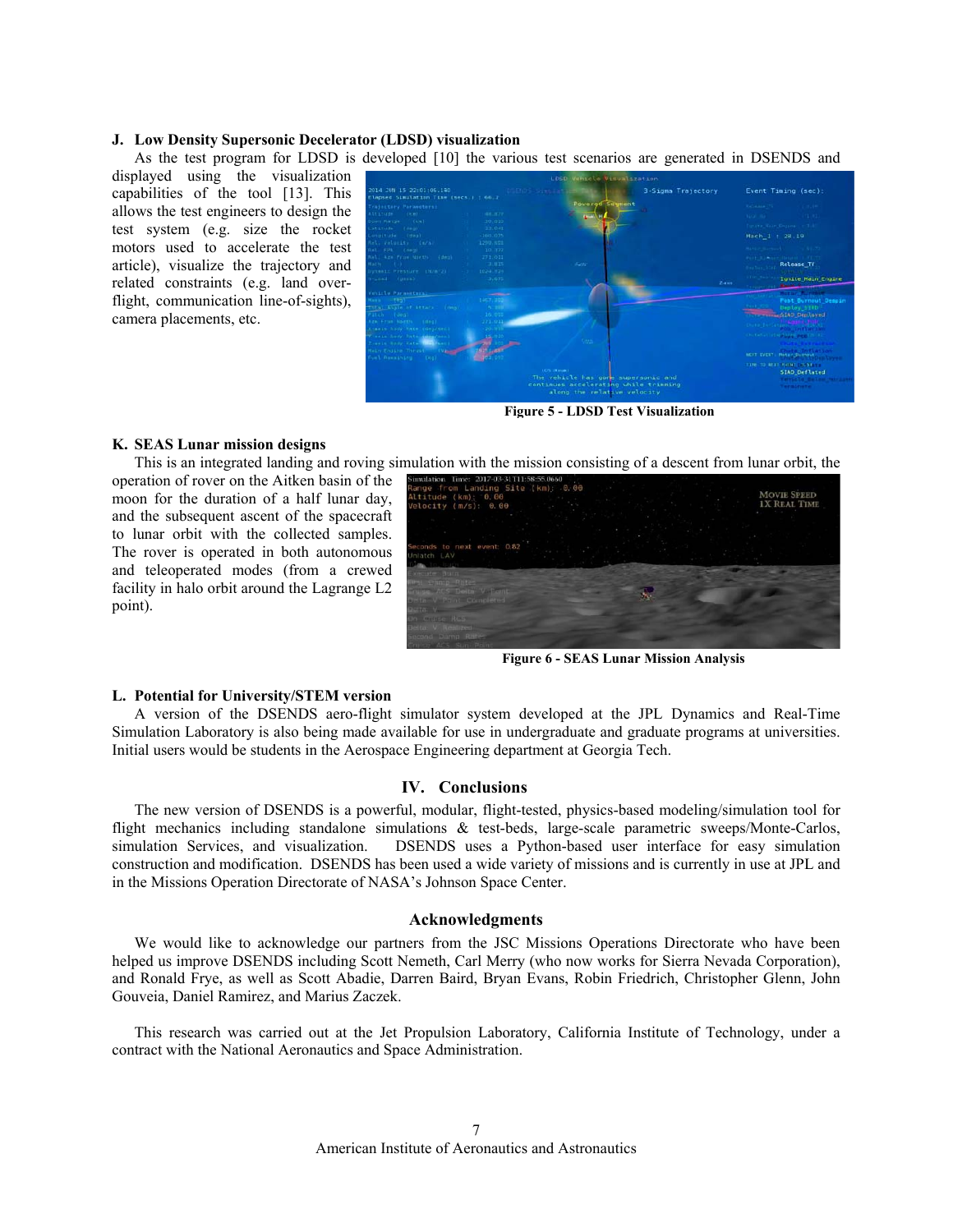### J. Low Density Supersonic Decelerator (LDSD) visualization

As the test program for LDSD is developed [10] the various test scenarios are generated in DSENDS and displayed using the visualization capabilities of the tool [13]. This allows the test engineers to design the test system (e.g. size the rocket motors used to accelerate the test article), visualize the trajectory and related constraints (e.g. land over-flight, communication line-of-sights), camera placements, etc.

**Figure 5 - LDSD Test Visualization**

### K. SEAS Lunar mission designs

This is an integrated landing and roving simulation with the mission consisting of a descent from lunar orbit, the operation of rover on the Aitken basin of the moon for the duration of a half lunar day, and the subsequent ascent of the spacecraft to lunar orbit with the collected samples. The rover is operated in both autonomous and teleoperated modes (from a crewed facility in halo orbit around the Lagrange L2 point).

**Figure 6 - SEAS Lunar Mission Analysis**

### L. Potential for University/STEM version

A version of the DSENDS aero-flight simulator system developed at the JPL Dynamics and Real-Time Simulation Laboratory is also being made available for use in undergraduate and graduate programs at universities. Initial users would be students in the Aerospace Engineering department at Georgia Tech.

## IV. Conclusions

The new version of DSENDS is a powerful, modular, flight-tested, physics-based modeling/simulation tool for flight mechanics including standalone simulations & test-beds, large-scale parametric sweeps/Monte-Carlos, simulation Services, and visualization. DSENDS uses a Python-based user interface for easy simulation construction and modification. DSENDS has been used a wide variety of missions and is currently in use at JPL and in the Missions Operation Directorate of NASA's Johnson Space Center.

## Acknowledgments

We would like to acknowledge our partners from the JSC Missions Operations Directorate who have been helped us improve DSENDS including Scott Nemeth, Carl Merry (who now works for Sierra Nevada Corporation), and Ronald Frye, as well as Scott Abadie, Darren Baird, Bryan Evans, Robin Friedrich, Christopher Glenn, John Gouveia, Daniel Ramirez, and Marius Zaczek.

This research was carried out at the Jet Propulsion Laboratory, California Institute of Technology, under a contract with the National Aeronautics and Space Administration.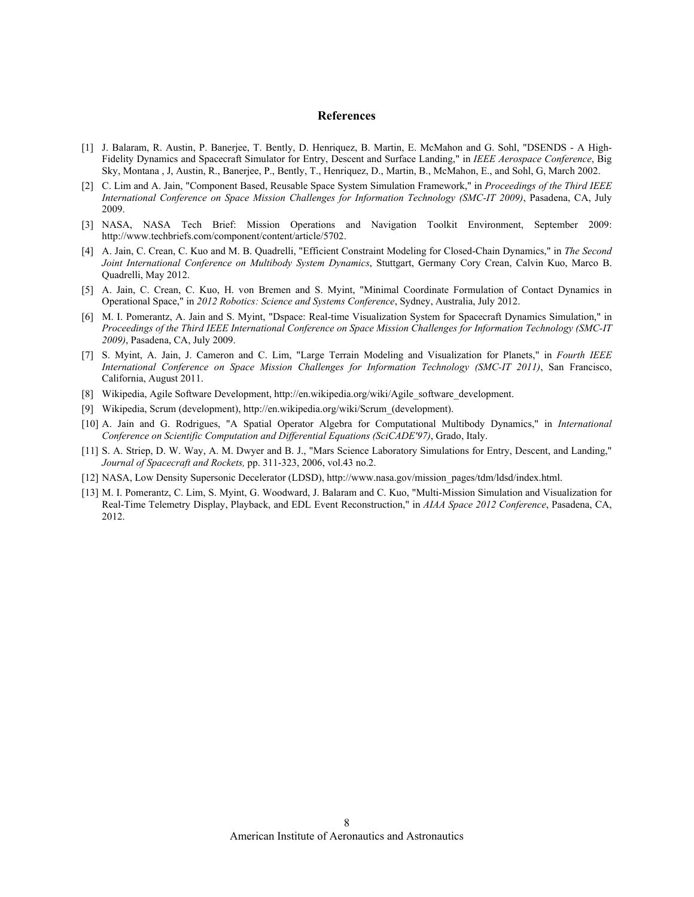## References

[1] J. Balaram, R. Austin, P. Banerjee, T. Bently, D. Henriquez, B. Martin, E. McMahon and G. Sohl, "DSENDS - A High-Fidelity Dynamics and Spacecraft Simulator for Entry, Descent and Surface Landing," in *IEEE Aerospace Conference*, Big Sky, Montana , J, Austin, R., Banerjee, P., Bently, T., Henriquez, D., Martin, B., McMahon, E., and Sohl, G, March 2002.

[2] C. Lim and A. Jain, "Component Based, Reusable Space System Simulation Framework," in *Proceedings of the Third IEEE International Conference on Space Mission Challenges for Information Technology (SMC-IT 2009)*, Pasadena, CA, July 2009.

[3] NASA, NASA Tech Brief: Mission Operations and Navigation Toolkit Environment, September 2009: http://www.techbriefs.com/component/content/article/5702.

[4] A. Jain, C. Crean, C. Kuo and M. B. Quadrelli, "Efficient Constraint Modeling for Closed-Chain Dynamics," in *The Second Joint International Conference on Multibody System Dynamics*, Stuttgart, Germany Cory Crean, Calvin Kuo, Marco B. Quadrelli, May 2012.

[5] A. Jain, C. Crean, C. Kuo, H. von Bremen and S. Myint, "Minimal Coordinate Formulation of Contact Dynamics in Operational Space," in *2012 Robotics: Science and Systems Conference*, Sydney, Australia, July 2012.

[6] M. I. Pomerantz, A. Jain and S. Myint, "Dspace: Real-time Visualization System for Spacecraft Dynamics Simulation," in *Proceedings of the Third IEEE International Conference on Space Mission Challenges for Information Technology (SMC-IT 2009)*, Pasadena, CA, July 2009.

[7] S. Myint, A. Jain, J. Cameron and C. Lim, "Large Terrain Modeling and Visualization for Planets," in *Fourth IEEE International Conference on Space Mission Challenges for Information Technology (SMC-IT 2011)*, San Francisco, California, August 2011.

[8] Wikipedia, Agile Software Development, http://en.wikipedia.org/wiki/Agile_software_development.

[9] Wikipedia, Scrum (development), http://en.wikipedia.org/wiki/Scrum_(development).

[10] A. Jain and G. Rodrigues, "A Spatial Operator Algebra for Computational Multibody Dynamics," in *International Conference on Scientific Computation and Differential Equations (SciCADE'97)*, Grado, Italy.

[11] S. A. Striep, D. W. Way, A. M. Dwyer and B. J., "Mars Science Laboratory Simulations for Entry, Descent, and Landing," *Journal of Spacecraft and Rockets,* pp. 311-323, 2006, vol.43 no.2.

[12] NASA, Low Density Supersonic Decelerator (LDSD), http://www.nasa.gov/mission_pages/tdm/ldsd/index.html.

[13] M. I. Pomerantz, C. Lim, S. Myint, G. Woodward, J. Balaram and C. Kuo, "Multi-Mission Simulation and Visualization for Real-Time Telemetry Display, Playback, and EDL Event Reconstruction," in *AIAA Space 2012 Conference*, Pasadena, CA, 2012.